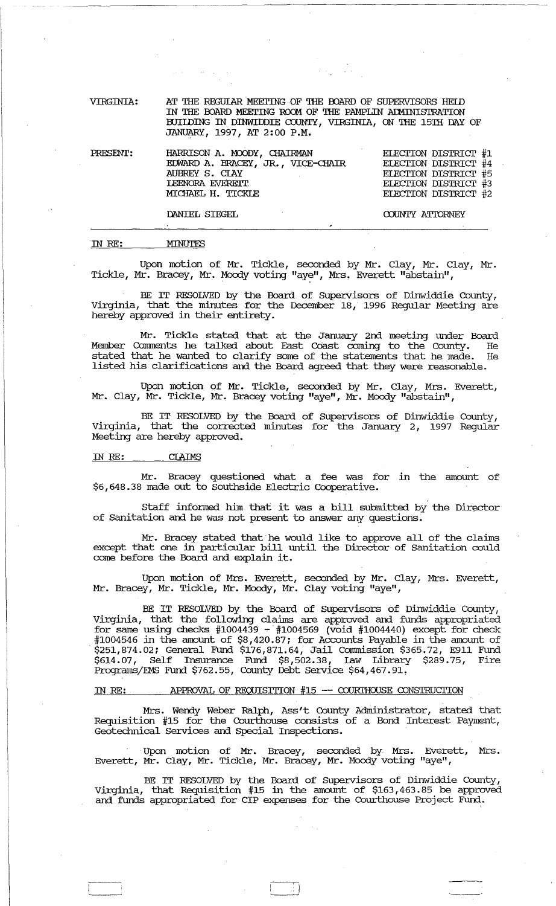VIRGINIA: AT THE REGULAR MEETING OF THE BOARD OF SUPERVISORS HELD IN THE BOARD MEETING ROOM OF THE PAMPLIN ADMINISTRATION BUILDING IN DINWIDDIE COUNTY, VIRGINIA, ON THE 15TH DAY OF JANUARY, 1997, AT 2:00 P.M.

| PRESENT: | | |
|---|---|---|
| | HARRISON A. MOODY, CHAIRMAN | ELECTION DISTRICT #1 |
| | EDWARD A. BRACEY, JR., VICE-CHAIR | ELECTION DISTRICT #4 |
| | AUBREY S. CLAY | ELECTION DISTRICT #5 |
| | LEENORA EVERETT | ELECTION DISTRICT #3 |
| | MICHAEL H. TICKLE | ELECTION DISTRICT #2 |
| | DANIEL SIEGEL | COUNTY ATTORNEY |

IN RE: MINUTES

Upon motion of Mr. Tickle, seconded by Mr. Clay, Mr. Clay, Mr. Tickle, Mr. Bracey, Mr. Moody voting "aye", Mrs. Everett "abstain",

BE IT RESOLVED by the Board of Supervisors of Dinwiddie County, Virginia, that the minutes for the December 18, 1996 Regular Meeting are hereby approved in their entirety.

Mr. Tickle stated that at the January 2nd meeting under Board Member Comments he talked about East Coast coming to the County. He stated that he wanted to clarify some of the statements that he made. He listed his clarifications and the Board agreed that they were reasonable.

Upon motion of Mr. Tickle, seconded by Mr. Clay, Mrs. Everett, Mr. Clay, Mr. Tickle, Mr. Bracey voting "aye", Mr. Moody "abstain",

BE IT RESOLVED by the Board of Supervisors of Dinwiddie County, Virginia, that the corrected minutes for the January 2, 1997 Regular Meeting are hereby approved.

IN RE: CLAIMS

Mr. Bracey questioned what a fee was for in the amount of \$6,648.38 made out to Southside Electric Cooperative.

Staff informed him that it was a bill submitted by the Director of Sanitation and he was not present to answer any questions.

Mr. Bracey stated that he would like to approve all of the claims except that one in particular bill until the Director of Sanitation could come before the Board and explain it.

Upon motion of Mrs. Everett, seconded by Mr. Clay, Mrs. Everett, Mr. Bracey, Mr. Tickle, Mr. Moody, Mr. Clay voting "aye",

BE IT RESOLVED by the Board of Supervisors of Dinwiddie County, Virginia, that the following claims are approved and funds appropriated for same using checks #1004439 - #1004569 (void #1004440) except for check #1004546 in the amount of \$8,420.87; for Accounts Payable in the amount of \$251,874.02; General Fund \$176,871.64, Jail Commission \$365.72, E911 Fund \$614.07, Self Insurance Fund \$8,502.38, Law Library \$289.75, Fire Programs/EMS Fund \$762.55, County Debt Service \$64,467.91.

IN RE: APPROVAL OF REQUISITION #15 -- COURTHOUSE CONSTRUCTION

Mrs. Wendy Weber Ralph, Ass't County Administrator, stated that Requisition #15 for the Courthouse consists of a Bond Interest Payment, Geotechnical Services and Special Inspections.

Upon motion of Mr. Bracey, seconded by Mrs. Everett, Mrs. Everett, Mr. Clay, Mr. Tickle, Mr. Bracey, Mr. Moody voting "aye",

BE IT RESOLVED by the Board of Supervisors of Dinwiddie County, Virginia, that Requisition #15 in the amount of \$163,463.85 be approved and funds appropriated for CIP expenses for the Courthouse Project Fund.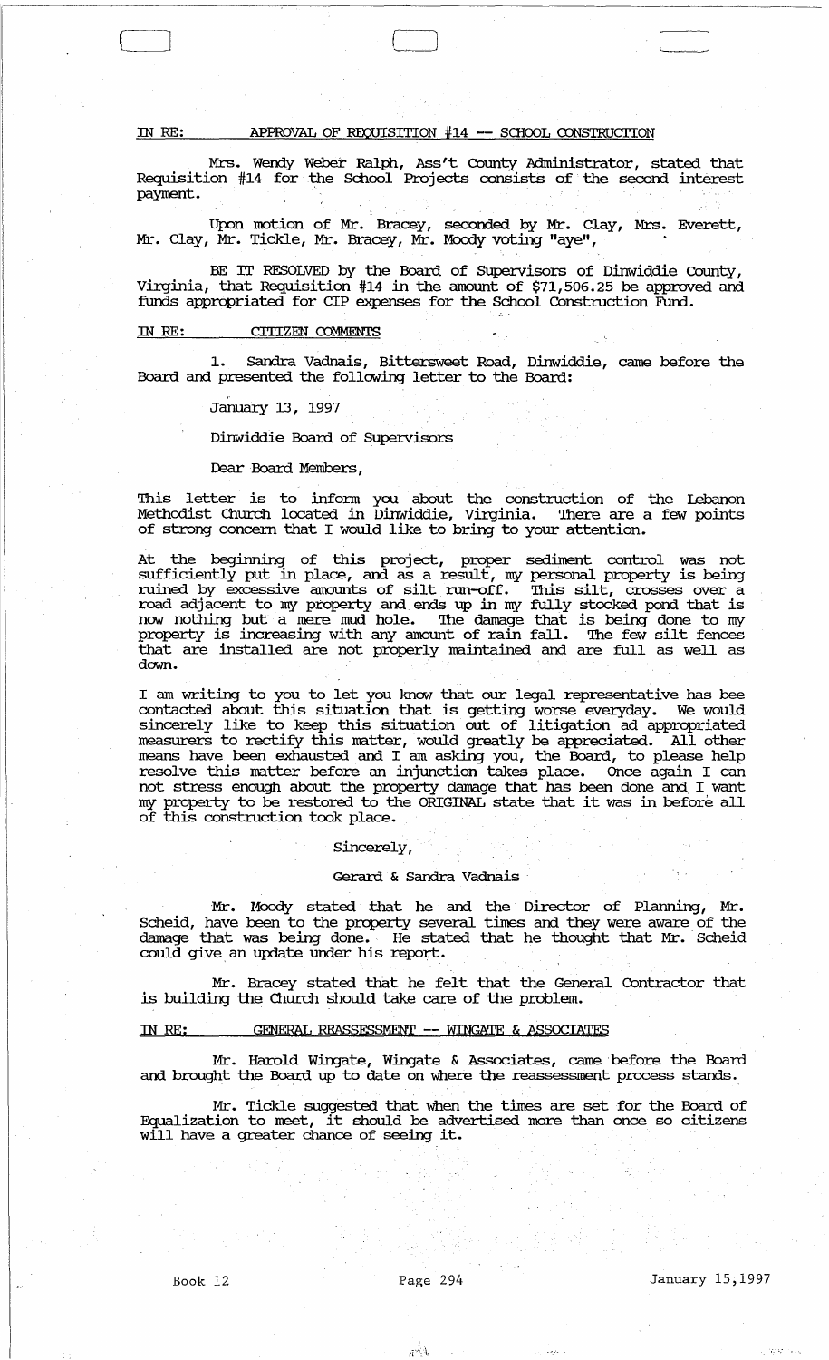IN RE: APPROVAL OF REQUISITION #14 -- SCHOOL CONSTRUCTION

Mrs. Wendy Weber Ralph, Ass't County Administrator, stated that Requisition #14 for the School Projects consists of the second interest payment.

Upon motion of Mr. Bracey, seconded by Mr. Clay, Mrs. Everett, Mr. Clay, Mr. Tickle, Mr. Bracey, Mr. Moody voting "aye",

BE IT RESOLVED by the Board of Supervisors of Dinwiddie County, Virginia, that Requisition #14 in the amount of $71,506.25 be approved and funds appropriated for CIP expenses for the School Construction Fund.

IN RE: CITIZEN COMMENTS

1. Sandra Vadnais, Bittersweet Road, Dinwiddie, came before the Board and presented the following letter to the Board:

January 13, 1997

Dinwiddie Board of Supervisors

Dear Board Members,

This letter is to inform you about the construction of the Lebanon Methodist Church located in Dinwiddie, Virginia. There are a few points of strong concern that I would like to bring to your attention.

At the beginning of this project, proper sediment control was not sufficiently put in place, and as a result, my personal property is being ruined by excessive amounts of silt run-off. This silt, crosses over a road adjacent to my property and ends up in my fully stocked pond that is now nothing but a mere mud hole. The damage that is being done to my property is increasing with any amount of rain fall. The few silt fences that are installed are not properly maintained and are full as well as down.

I am writing to you to let you know that our legal representative has bee contacted about this situation that is getting worse everyday. We would sincerely like to keep this situation out of litigation ad appropriated measurers to rectify this matter, would greatly be appreciated. All other means have been exhausted and I am asking you, the Board, to please help resolve this matter before an injunction takes place. Once again I can not stress enough about the property damage that has been done and I want my property to be restored to the ORIGINAL state that it was in before all of this construction took place.

Sincerely,

Gerard & Sandra Vadnais

Mr. Moody stated that he and the Director of Planning, Mr. Scheid, have been to the property several times and they were aware of the damage that was being done. He stated that he thought that Mr. Scheid could give an update under his report.

Mr. Bracey stated that he felt that the General Contractor that is building the Church should take care of the problem.

IN RE: GENERAL REASSESSMENT -- WINGATE & ASSOCIATES

Mr. Harold Wingate, Wingate & Associates, came before the Board and brought the Board up to date on where the reassessment process stands.

Mr. Tickle suggested that when the times are set for the Board of Equalization to meet, it should be advertised more than once so citizens will have a greater chance of seeing it.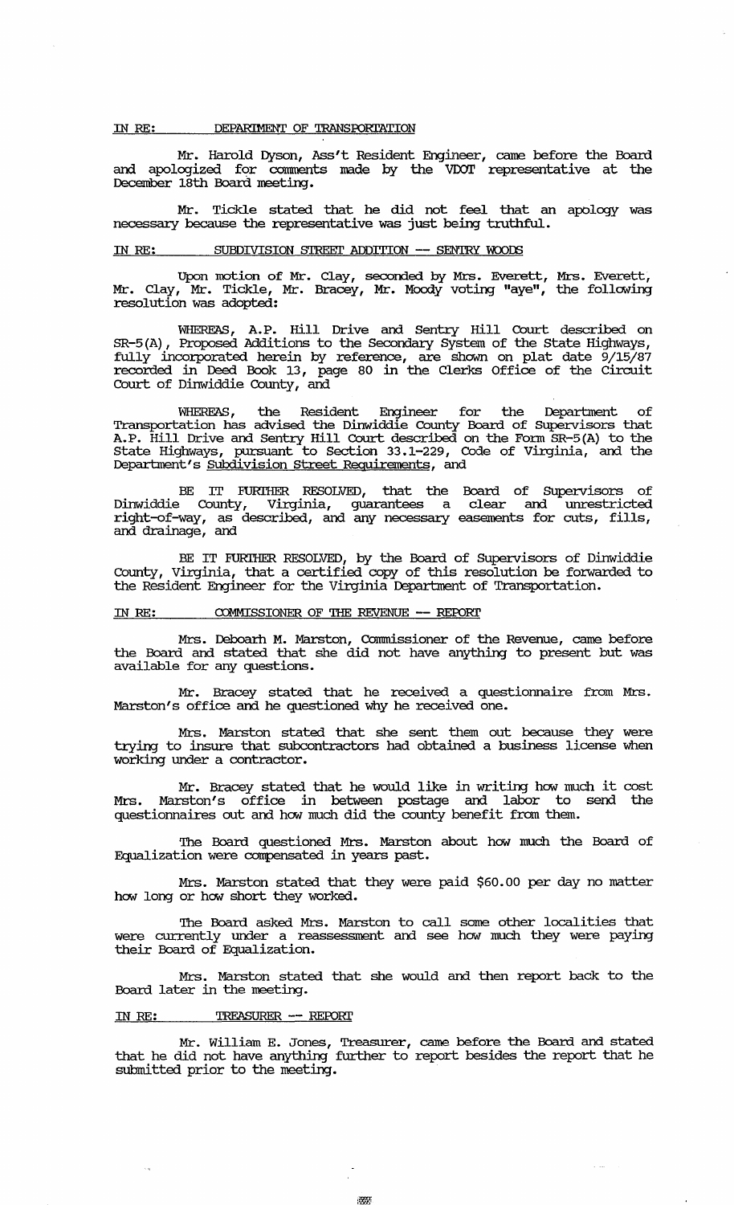IN RE: DEPARTMENT OF TRANSPORTATION

Mr. Harold Dyson, Ass't Resident Engineer, came before the Board and apologized for comments made by the VDOT representative at the December 18th Board meeting.

Mr. Tickle stated that he did not feel that an apology was necessary because the representative was just being truthful.

IN RE: SUBDIVISION STREET ADDITION -- SENTRY WOODS

Upon motion of Mr. Clay, seconded by Mrs. Everett, Mrs. Everett, Mr. Clay, Mr. Tickle, Mr. Bracey, Mr. Moody voting "aye", the following resolution was adopted:

WHEREAS, A.P. Hill Drive and Sentry Hill Court described on SR-5(A), Proposed Additions to the Secondary System of the State Highways, fully incorporated herein by reference, are shown on plat date 9/15/87 recorded in Deed Book 13, page 80 in the Clerks Office of the Circuit Court of Dinwiddie County, and

WHEREAS, the Resident Engineer for the Department of Transportation has advised the Dinwiddie County Board of Supervisors that A.P. Hill Drive and Sentry Hill Court described on the Form SR-5(A) to the State Highways, pursuant to Section 33.1-229, Code of Virginia, and the Department's Subdivision Street Requirements, and

BE IT FURTHER RESOLVED, that the Board of Supervisors of Dinwiddie County, Virginia, guarantees a clear and unrestricted right-of-way, as described, and any necessary easements for cuts, fills, and drainage, and

BE IT FURTHER RESOLVED, by the Board of Supervisors of Dinwiddie County, Virginia, that a certified copy of this resolution be forwarded to the Resident Engineer for the Virginia Department of Transportation.

IN RE: COMMISSIONER OF THE REVENUE -- REPORT

Mrs. Deboarh M. Marston, Commissioner of the Revenue, came before the Board and stated that she did not have anything to present but was available for any questions.

Mr. Bracey stated that he received a questionnaire from Mrs. Marston's office and he questioned why he received one.

Mrs. Marston stated that she sent them out because they were trying to insure that subcontractors had obtained a business license when working under a contractor.

Mr. Bracey stated that he would like in writing how much it cost Mrs. Marston's office in between postage and labor to send the questionnaires out and how much did the county benefit from them.

The Board questioned Mrs. Marston about how much the Board of Equalization were compensated in years past.

Mrs. Marston stated that they were paid $60.00 per day no matter how long or how short they worked.

The Board asked Mrs. Marston to call some other localities that were currently under a reassessment and see how much they were paying their Board of Equalization.

Mrs. Marston stated that she would and then report back to the Board later in the meeting.

IN RE: TREASURER -- REPORT

Mr. William E. Jones, Treasurer, came before the Board and stated that he did not have anything further to report besides the report that he submitted prior to the meeting.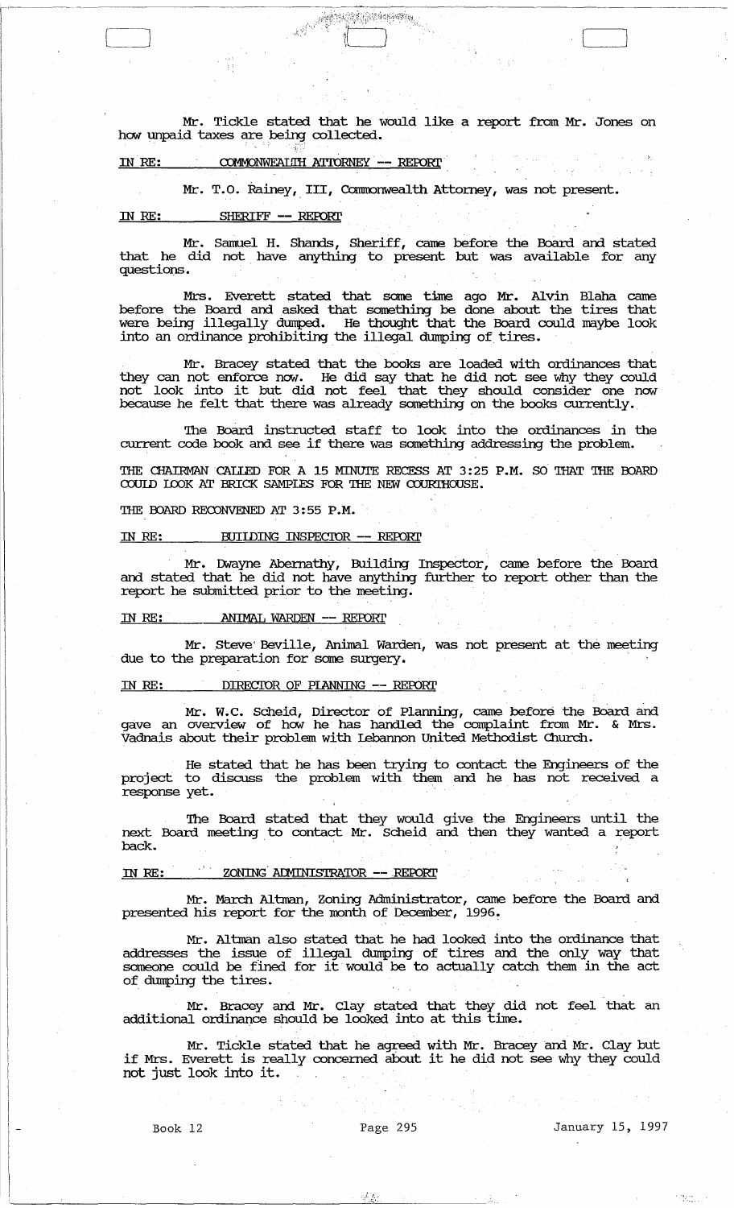Mr. Tickle stated that he would like a report from Mr. Jones on how unpaid taxes are being collected.

IN RE: COMMONWEALTH ATTORNEY -- REPORT

Mr. T.O. Rainey, III, Commonwealth Attorney, was not present.

IN RE: SHERIFF -- REPORT

Mr. Samuel H. Shands, Sheriff, came before the Board and stated that he did not have anything to present but was available for any questions.

Mrs. Everett stated that some time ago Mr. Alvin Blaha came before the Board and asked that something be done about the tires that were being illegally dumped. He thought that the Board could maybe look into an ordinance prohibiting the illegal dumping of tires.

Mr. Bracey stated that the books are loaded with ordinances that they can not enforce now. He did say that he did not see why they could not look into it but did not feel that they should consider one now because he felt that there was already something on the books currently.

The Board instructed staff to look into the ordinances in the current code book and see if there was something addressing the problem.

THE CHAIRMAN CALLED FOR A 15 MINUTE RECESS AT 3:25 P.M. SO THAT THE BOARD COULD LOOK AT BRICK SAMPLES FOR THE NEW COURTHOUSE.

THE BOARD RECONVENED AT 3:55 P.M.

IN RE: BUILDING INSPECTOR -- REPORT

Mr. Dwayne Abernathy, Building Inspector, came before the Board and stated that he did not have anything further to report other than the report he submitted prior to the meeting.

IN RE: ANIMAL WARDEN -- REPORT

Mr. Steve Beville, Animal Warden, was not present at the meeting due to the preparation for some surgery.

IN RE: DIRECTOR OF PLANNING -- REPORT

Mr. W.C. Scheid, Director of Planning, came before the Board and gave an overview of how he has handled the complaint from Mr. & Mrs. Vadnais about their problem with Lebannon United Methodist Church.

He stated that he has been trying to contact the Engineers of the project to discuss the problem with them and he has not received a response yet.

The Board stated that they would give the Engineers until the next Board meeting to contact Mr. Scheid and then they wanted a report back.

IN RE: ZONING ADMINISTRATOR -- REPORT

Mr. March Altman, Zoning Administrator, came before the Board and presented his report for the month of December, 1996.

Mr. Altman also stated that he had looked into the ordinance that addresses the issue of illegal dumping of tires and the only way that someone could be fined for it would be to actually catch them in the act of dumping the tires.

Mr. Bracey and Mr. Clay stated that they did not feel that an additional ordinance should be looked into at this time.

Mr. Tickle stated that he agreed with Mr. Bracey and Mr. Clay but if Mrs. Everett is really concerned about it he did not see why they could not just look into it.

Book 12 Page 295 January 15, 1997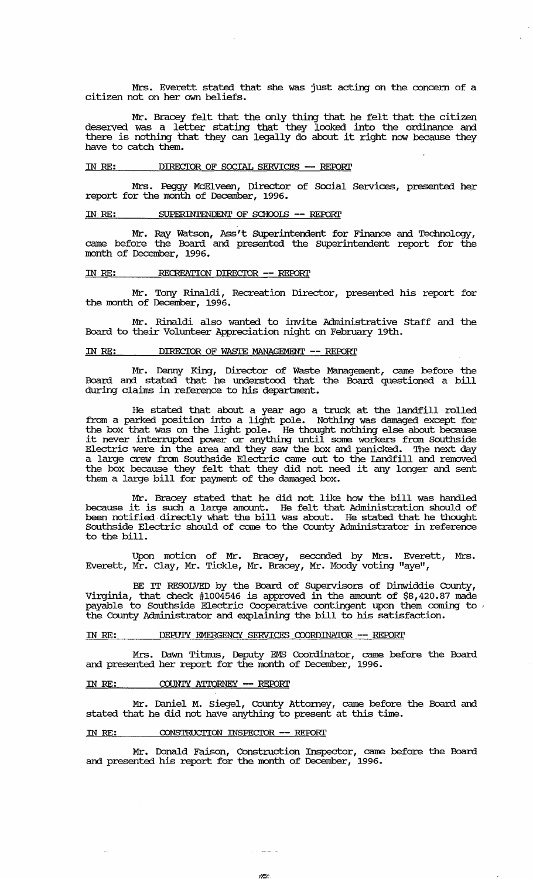Mrs. Everett stated that she was just acting on the concern of a citizen not on her own beliefs.

Mr. Bracey felt that the only thing that he felt that the citizen deserved was a letter stating that they looked into the ordinance and there is nothing that they can legally do about it right now because they have to catch them.

IN RE: DIRECTOR OF SOCIAL SERVICES -- REPORT

Mrs. Peggy McElveen, Director of Social Services, presented her report for the month of December, 1996.

IN RE: SUPERINTENDENT OF SCHOOLS -- REPORT

Mr. Ray Watson, Ass't Superintendent for Finance and Technology, came before the Board and presented the Superintendent report for the month of December, 1996.

IN RE: RECREATION DIRECTOR -- REPORT

Mr. Tony Rinaldi, Recreation Director, presented his report for the month of December, 1996.

Mr. Rinaldi also wanted to invite Administrative Staff and the Board to their Volunteer Appreciation night on February 19th.

IN RE: DIRECTOR OF WASTE MANAGEMENT -- REPORT

Mr. Denny King, Director of Waste Management, came before the Board and stated that he understood that the Board questioned a bill during claims in reference to his department.

He stated that about a year ago a truck at the landfill rolled from a parked position into a light pole. Nothing was damaged except for the box that was on the light pole. He thought nothing else about because it never interrupted power or anything until some workers from Southside Electric were in the area and they saw the box and panicked. The next day a large crew from Southside Electric came out to the Landfill and removed the box because they felt that they did not need it any longer and sent them a large bill for payment of the damaged box.

Mr. Bracey stated that he did not like how the bill was handled because it is such a large amount. He felt that Administration should of been notified directly what the bill was about. He stated that he thought Southside Electric should of come to the County Administrator in reference to the bill.

Upon motion of Mr. Bracey, seconded by Mrs. Everett, Mrs. Everett, Mr. Clay, Mr. Tickle, Mr. Bracey, Mr. Moody voting "aye",

BE IT RESOLVED by the Board of Supervisors of Dinwiddie County, Virginia, that check #1004546 is approved in the amount of $8,420.87 made payable to Southside Electric Cooperative contingent upon them coming to the County Administrator and explaining the bill to his satisfaction.

IN RE: DEPUTY EMERGENCY SERVICES COORDINATOR -- REPORT

Mrs. Dawn Titmus, Deputy EMS Coordinator, came before the Board and presented her report for the month of December, 1996.

IN RE: COUNTY ATTORNEY -- REPORT

Mr. Daniel M. Siegel, County Attorney, came before the Board and stated that he did not have anything to present at this time.

IN RE: CONSTRUCTION INSPECTOR -- REPORT

Mr. Donald Faison, Construction Inspector, came before the Board and presented his report for the month of December, 1996.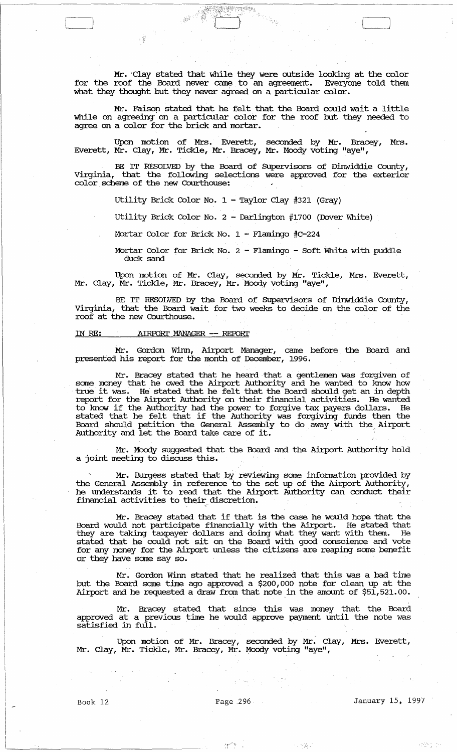Mr. Clay stated that while they were outside looking at the color for the roof the Board never came to an agreement. Everyone told them what they thought but they never agreed on a particular color.

Mr. Faison stated that he felt that the Board could wait a little while on agreeing on a particular color for the roof but they needed to agree on a color for the brick and mortar.

Upon motion of Mrs. Everett, seconded by Mr. Bracey, Mrs. Everett, Mr. Clay, Mr. Tickle, Mr. Bracey, Mr. Moody voting "aye",

BE IT RESOLVED by the Board of Supervisors of Dinwiddie County, Virginia, that the following selections were approved for the exterior color scheme of the new Courthouse:

Utility Brick Color No. 1 - Taylor Clay #321 (Gray)

Utility Brick Color No. 2 - Darlington #1700 (Dover White)

Mortar Color for Brick No. 1 - Flamingo #C-224

Mortar Color for Brick No. 2 - Flamingo - Soft White with puddle duck sand

Upon motion of Mr. Clay, seconded by Mr. Tickle, Mrs. Everett, Mr. Clay, Mr. Tickle, Mr. Bracey, Mr. Moody voting "aye",

BE IT RESOLVED by the Board of Supervisors of Dinwiddie County, Virginia, that the Board wait for two weeks to decide on the color of the roof at the new Courthouse.

IN RE: AIRPORT MANAGER -- REPORT

Mr. Gordon Winn, Airport Manager, came before the Board and presented his report for the month of December, 1996.

Mr. Bracey stated that he heard that a gentlemen was forgiven of some money that he owed the Airport Authority and he wanted to know how true it was. He stated that he felt that the Board should get an in depth report for the Airport Authority on their financial activities. He wanted to know if the Authority had the power to forgive tax payers dollars. He stated that he felt that if the Authority was forgiving funds then the Board should petition the General Assembly to do away with the Airport Authority and let the Board take care of it.

Mr. Moody suggested that the Board and the Airport Authority hold a joint meeting to discuss this.

Mr. Burgess stated that by reviewing some information provided by the General Assembly in reference to the set up of the Airport Authority, he understands it to read that the Airport Authority can conduct their financial activities to their discretion.

Mr. Bracey stated that if that is the case he would hope that the Board would not participate financially with the Airport. He stated that they are taking taxpayer dollars and doing what they want with them. He stated that he could not sit on the Board with good conscience and vote for any money for the Airport unless the citizens are reaping some benefit or they have some say so.

Mr. Gordon Winn stated that he realized that this was a bad time but the Board some time ago approved a $200,000 note for clean up at the Airport and he requested a draw from that note in the amount of $51,521.00.

Mr. Bracey stated that since this was money that the Board approved at a previous time he would approve payment until the note was satisfied in full.

Upon motion of Mr. Bracey, seconded by Mr. Clay, Mrs. Everett, Mr. Clay, Mr. Tickle, Mr. Bracey, Mr. Moody voting "aye",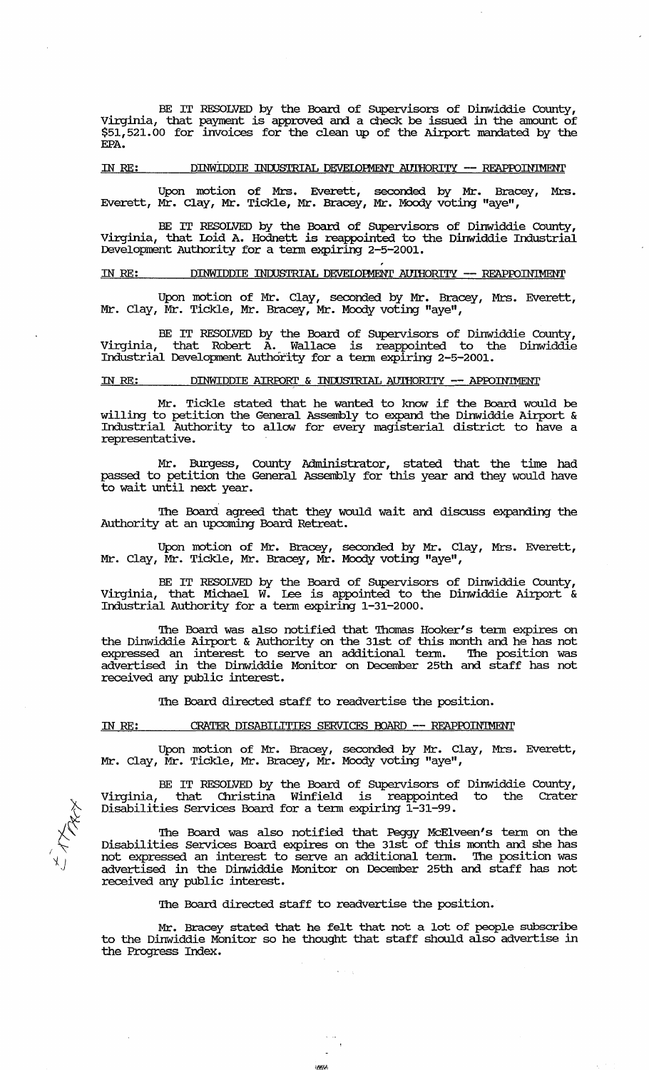BE IT RESOLVED by the Board of Supervisors of Dinwiddie County, Virginia, that payment is approved and a check be issued in the amount of $51,521.00 for invoices for the clean up of the Airport mandated by the EPA.

IN RE: DINWIDDIE INDUSTRIAL DEVELOPMENT AUTHORITY -- REAPPOINTMENT

Upon motion of Mrs. Everett, seconded by Mr. Bracey, Mrs. Everett, Mr. Clay, Mr. Tickle, Mr. Bracey, Mr. Moody voting "aye",

BE IT RESOLVED by the Board of Supervisors of Dinwiddie County, Virginia, that Loid A. Hodnett is reappointed to the Dinwiddie Industrial Development Authority for a term expiring 2-5-2001.

IN RE: DINWIDDIE INDUSTRIAL DEVELOPMENT AUTHORITY -- REAPPOINTMENT

Upon motion of Mr. Clay, seconded by Mr. Bracey, Mrs. Everett, Mr. Clay, Mr. Tickle, Mr. Bracey, Mr. Moody voting "aye",

BE IT RESOLVED by the Board of Supervisors of Dinwiddie County, Virginia, that Robert A. Wallace is reappointed to the Dinwiddie Industrial Development Authority for a term expiring 2-5-2001.

IN RE: DINWIDDIE AIRPORT & INDUSTRIAL AUTHORITY -- APPOINTMENT

Mr. Tickle stated that he wanted to know if the Board would be willing to petition the General Assembly to expand the Dinwiddie Airport & Industrial Authority to allow for every magisterial district to have a representative.

Mr. Burgess, County Administrator, stated that the time had passed to petition the General Assembly for this year and they would have to wait until next year.

The Board agreed that they would wait and discuss expanding the Authority at an upcoming Board Retreat.

Upon motion of Mr. Bracey, seconded by Mr. Clay, Mrs. Everett, Mr. Clay, Mr. Tickle, Mr. Bracey, Mr. Moody voting "aye",

BE IT RESOLVED by the Board of Supervisors of Dinwiddie County, Virginia, that Michael W. Lee is appointed to the Dinwiddie Airport & Industrial Authority for a term expiring 1-31-2000.

The Board was also notified that Thomas Hooker's term expires on the Dinwiddie Airport & Authority on the 31st of this month and he has not expressed an interest to serve an additional term. The position was advertised in the Dinwiddie Monitor on December 25th and staff has not received any public interest.

The Board directed staff to readvertise the position.

IN RE: CRATER DISABILITIES SERVICES BOARD -- REAPPOINTMENT

Upon motion of Mr. Bracey, seconded by Mr. Clay, Mrs. Everett, Mr. Clay, Mr. Tickle, Mr. Bracey, Mr. Moody voting "aye",

BE IT RESOLVED by the Board of Supervisors of Dinwiddie County, Virginia, that Christina Winfield is reappointed to the Crater Disabilities Services Board for a term expiring 1-31-99.

The Board was also notified that Peggy McElveen's term on the Disabilities Services Board expires on the 31st of this month and she has not expressed an interest to serve an additional term. The position was advertised in the Dinwiddie Monitor on December 25th and staff has not received any public interest.

The Board directed staff to readvertise the position.

Mr. Bracey stated that he felt that not a lot of people subscribe to the Dinwiddie Monitor so he thought that staff should also advertise in the Progress Index.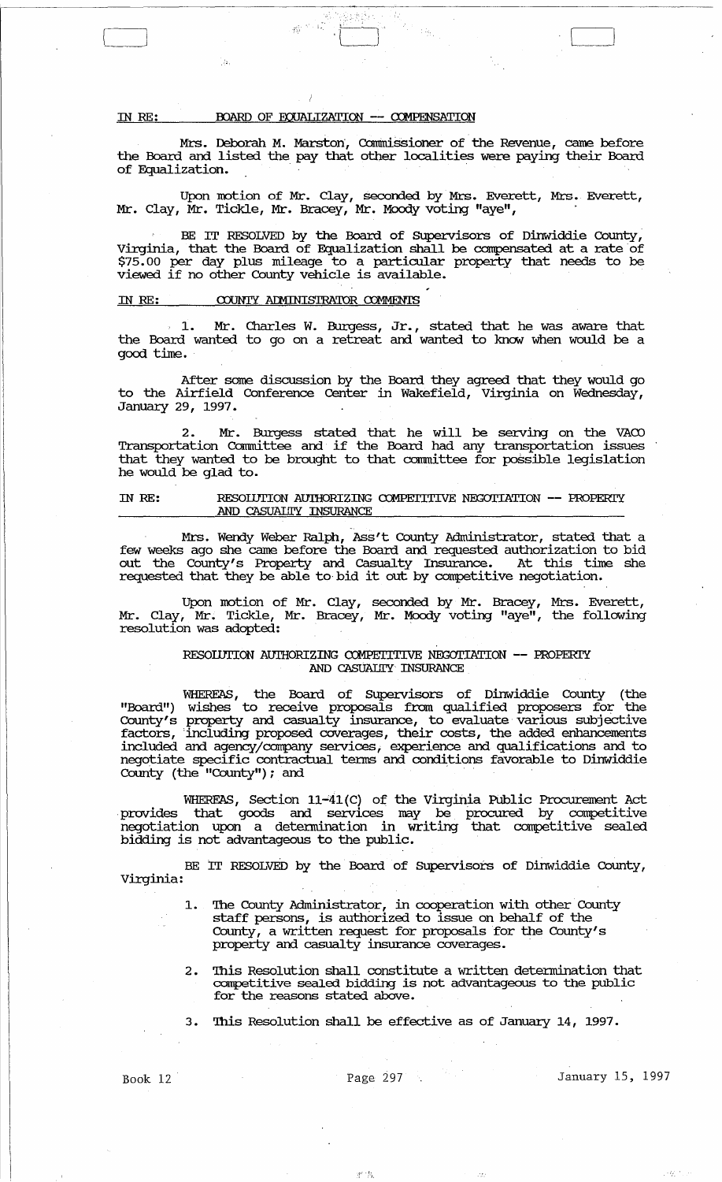IN RE: BOARD OF EQUALIZATION -- COMPENSATION

Mrs. Deborah M. Marston, Commissioner of the Revenue, came before the Board and listed the pay that other localities were paying their Board of Equalization.

Upon motion of Mr. Clay, seconded by Mrs. Everett, Mrs. Everett, Mr. Clay, Mr. Tickle, Mr. Bracey, Mr. Moody voting "aye",

BE IT RESOLVED by the Board of Supervisors of Dinwiddie County, Virginia, that the Board of Equalization shall be compensated at a rate of $75.00 per day plus mileage to a particular property that needs to be viewed if no other County vehicle is available.

IN RE: COUNTY ADMINISTRATOR COMMENTS

1. Mr. Charles W. Burgess, Jr., stated that he was aware that the Board wanted to go on a retreat and wanted to know when would be a good time.

After some discussion by the Board they agreed that they would go to the Airfield Conference Center in Wakefield, Virginia on Wednesday, January 29, 1997.

2. Mr. Burgess stated that he will be serving on the VACO Transportation Committee and if the Board had any transportation issues that they wanted to be brought to that committee for possible legislation he would be glad to.

IN RE: RESOLUTION AUTHORIZING COMPETITIVE NEGOTIATION -- PROPERTY AND CASUALTY INSURANCE

Mrs. Wendy Weber Ralph, Ass't County Administrator, stated that a few weeks ago she came before the Board and requested authorization to bid out the County's Property and Casualty Insurance. At this time she requested that they be able to bid it out by competitive negotiation.

Upon motion of Mr. Clay, seconded by Mr. Bracey, Mrs. Everett, Mr. Clay, Mr. Tickle, Mr. Bracey, Mr. Moody voting "aye", the following resolution was adopted:

RESOLUTION AUTHORIZING COMPETITIVE NEGOTIATION -- PROPERTY AND CASUALTY INSURANCE

WHEREAS, the Board of Supervisors of Dinwiddie County (the "Board") wishes to receive proposals from qualified proposers for the County's property and casualty insurance, to evaluate various subjective factors, including proposed coverages, their costs, the added enhancements included and agency/company services, experience and qualifications and to negotiate specific contractual terms and conditions favorable to Dinwiddie County (the "County"); and

WHEREAS, Section 11-41(C) of the Virginia Public Procurement Act provides that goods and services may be procured by competitive negotiation upon a determination in writing that competitive sealed bidding is not advantageous to the public.

BE IT RESOLVED by the Board of Supervisors of Dinwiddie County, Virginia:

1. The County Administrator, in cooperation with other County staff persons, is authorized to issue on behalf of the County, a written request for proposals for the County's property and casualty insurance coverages.
2. This Resolution shall constitute a written determination that competitive sealed bidding is not advantageous to the public for the reasons stated above.
3. This Resolution shall be effective as of January 14, 1997.

Book 12 Page 297 January 15, 1997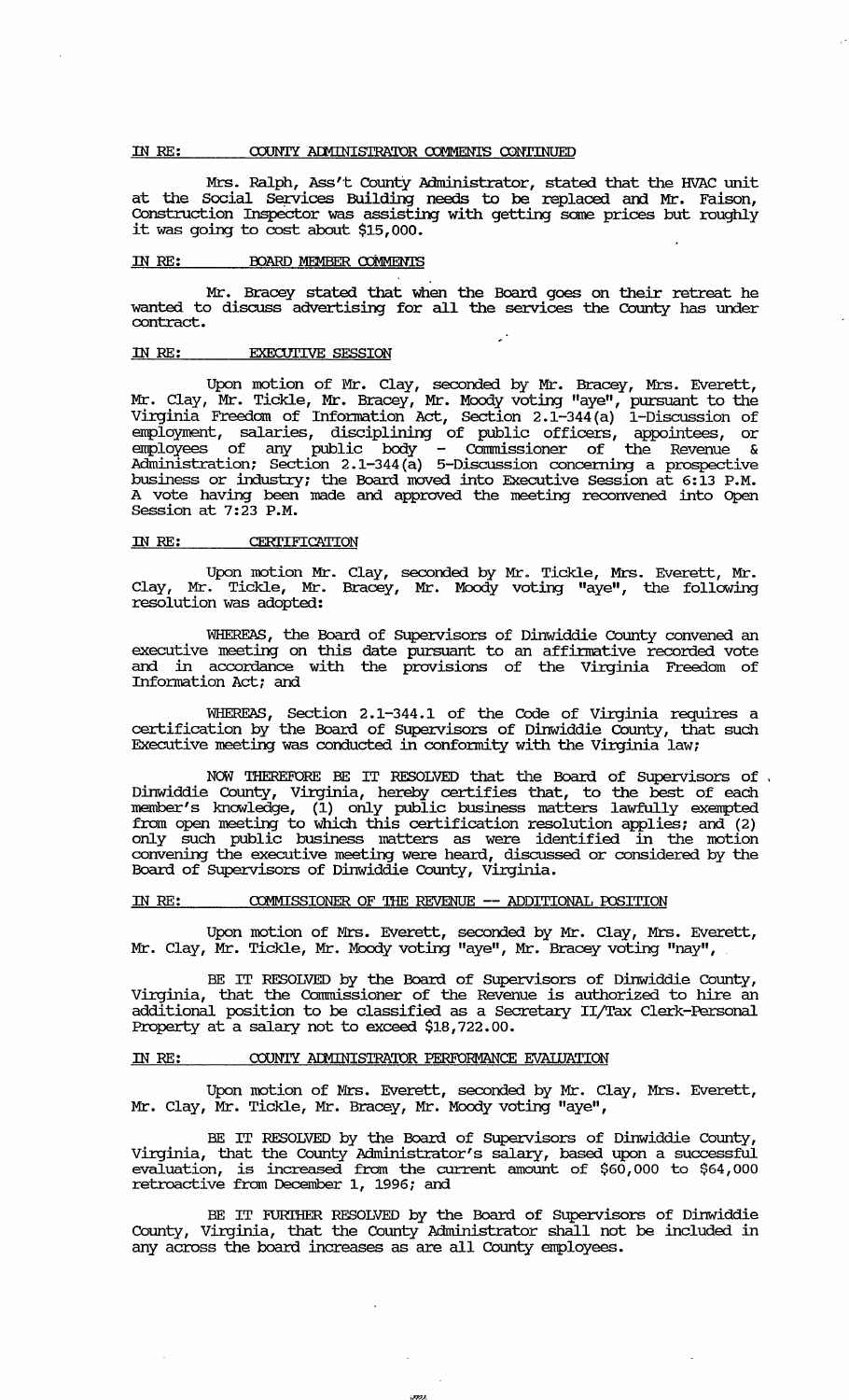IN RE: COUNTY ADMINISTRATOR COMMENTS CONTINUED

Mrs. Ralph, Ass't County Administrator, stated that the HVAC unit at the Social Services Building needs to be replaced and Mr. Faison, Construction Inspector was assisting with getting some prices but roughly it was going to cost about $15,000.

IN RE: BOARD MEMBER COMMENTS

Mr. Bracey stated that when the Board goes on their retreat he wanted to discuss advertising for all the services the County has under contract.

IN RE: EXECUTIVE SESSION

Upon motion of Mr. Clay, seconded by Mr. Bracey, Mrs. Everett, Mr. Clay, Mr. Tickle, Mr. Bracey, Mr. Moody voting "aye", pursuant to the Virginia Freedom of Information Act, Section 2.1-344(a) 1-Discussion of employment, salaries, disciplining of public officers, appointees, or employees of any public body - Commissioner of the Revenue & Administration; Section 2.1-344(a) 5-Discussion concerning a prospective business or industry; the Board moved into Executive Session at 6:13 P.M. A vote having been made and approved the meeting reconvened into Open Session at 7:23 P.M.

IN RE: CERTIFICATION

Upon motion Mr. Clay, seconded by Mr. Tickle, Mrs. Everett, Mr. Clay, Mr. Tickle, Mr. Bracey, Mr. Moody voting "aye", the following resolution was adopted:

WHEREAS, the Board of Supervisors of Dinwiddie County convened an executive meeting on this date pursuant to an affirmative recorded vote and in accordance with the provisions of the Virginia Freedom of Information Act; and

WHEREAS, Section 2.1-344.1 of the Code of Virginia requires a certification by the Board of Supervisors of Dinwiddie County, that such Executive meeting was conducted in conformity with the Virginia law;

NOW THEREFORE BE IT RESOLVED that the Board of Supervisors of Dinwiddie County, Virginia, hereby certifies that, to the best of each member's knowledge, (1) only public business matters lawfully exempted from open meeting to which this certification resolution applies; and (2) only such public business matters as were identified in the motion convening the executive meeting were heard, discussed or considered by the Board of Supervisors of Dinwiddie County, Virginia.

IN RE: COMMISSIONER OF THE REVENUE -- ADDITIONAL POSITION

Upon motion of Mrs. Everett, seconded by Mr. Clay, Mrs. Everett, Mr. Clay, Mr. Tickle, Mr. Moody voting "aye", Mr. Bracey voting "nay",

BE IT RESOLVED by the Board of Supervisors of Dinwiddie County, Virginia, that the Commissioner of the Revenue is authorized to hire an additional position to be classified as a Secretary II/Tax Clerk-Personal Property at a salary not to exceed $18,722.00.

IN RE: COUNTY ADMINISTRATOR PERFORMANCE EVALUATION

Upon motion of Mrs. Everett, seconded by Mr. Clay, Mrs. Everett, Mr. Clay, Mr. Tickle, Mr. Bracey, Mr. Moody voting "aye",

BE IT RESOLVED by the Board of Supervisors of Dinwiddie County, Virginia, that the County Administrator's salary, based upon a successful evaluation, is increased from the current amount of $60,000 to $64,000 retroactive from December 1, 1996; and

BE IT FURTHER RESOLVED by the Board of Supervisors of Dinwiddie County, Virginia, that the County Administrator shall not be included in any across the board increases as are all County employees.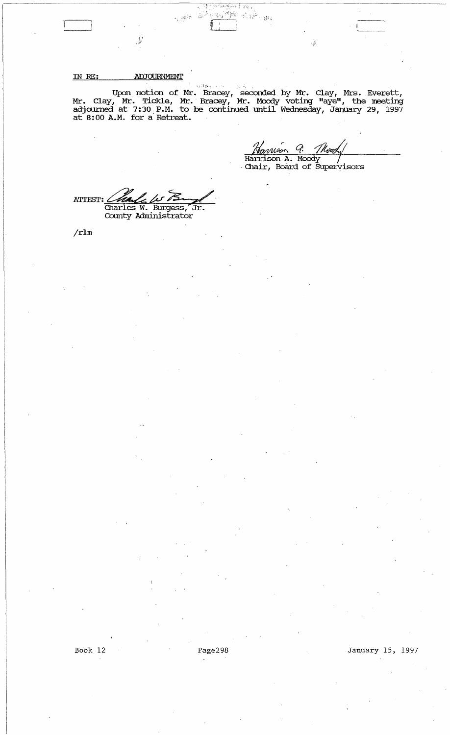IN RE: ADJOURNMENT

Upon motion of Mr. Bracey, seconded by Mr. Clay, Mrs. Everett, Mr. Clay, Mr. Tickle, Mr. Bracey, Mr. Moody voting "aye", the meeting adjourned at 7:30 P.M. to be continued until Wednesday, January 29, 1997 at 8:00 A.M. for a Retreat.

Harrison A. Moody
Chair, Board of Supervisors

ATTEST:
Charles W. Burgess, Jr.
County Administrator

/rlm